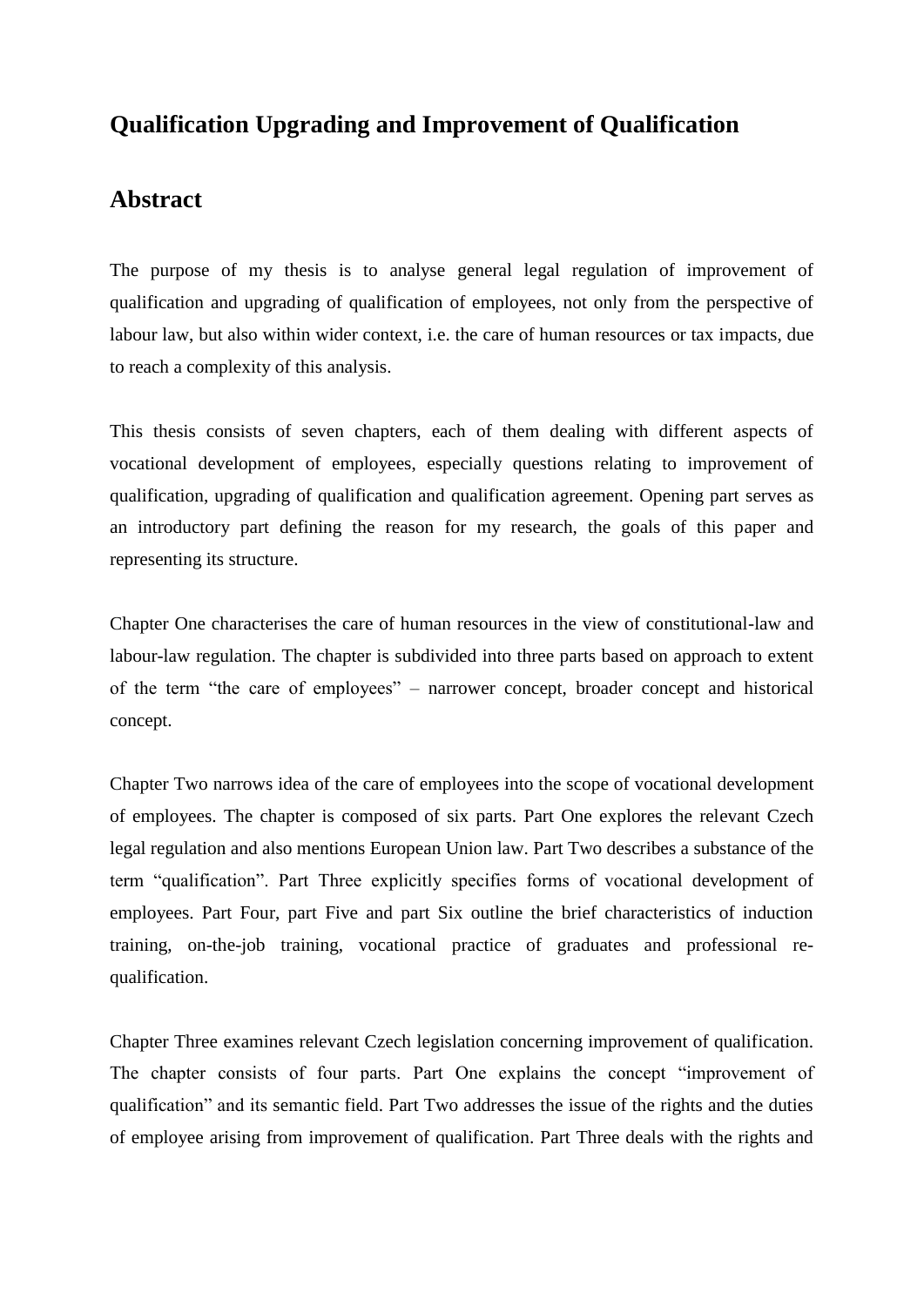# Qualification Upgrading and Improvement of Qualification

## Abstract

The purpose of my thesis is to analyse general legal regulation of improvement of qualification and upgrading of qualification of employees, not only from the perspective of labour law, but also within wider context, i.e. the care of human resources or tax impacts, due to reach a complexity of this analysis.

This thesis consists of seven chapters, each of them dealing with different aspects of vocational development of employees, especially questions relating to improvement of qualification, upgrading of qualification and qualification agreement. Opening part serves as an introductory part defining the reason for my research, the goals of this paper and representing its structure.

Chapter One characterises the care of human resources in the view of constitutional-law and labour-law regulation. The chapter is subdivided into three parts based on approach to extent of the term "the care of employees" – narrower concept, broader concept and historical concept.

Chapter Two narrows idea of the care of employees into the scope of vocational development of employees. The chapter is composed of six parts. Part One explores the relevant Czech legal regulation and also mentions European Union law. Part Two describes a substance of the term "qualification". Part Three explicitly specifies forms of vocational development of employees. Part Four, part Five and part Six outline the brief characteristics of induction training, on-the-job training, vocational practice of graduates and professional re-qualification.

Chapter Three examines relevant Czech legislation concerning improvement of qualification. The chapter consists of four parts. Part One explains the concept "improvement of qualification" and its semantic field. Part Two addresses the issue of the rights and the duties of employee arising from improvement of qualification. Part Three deals with the rights and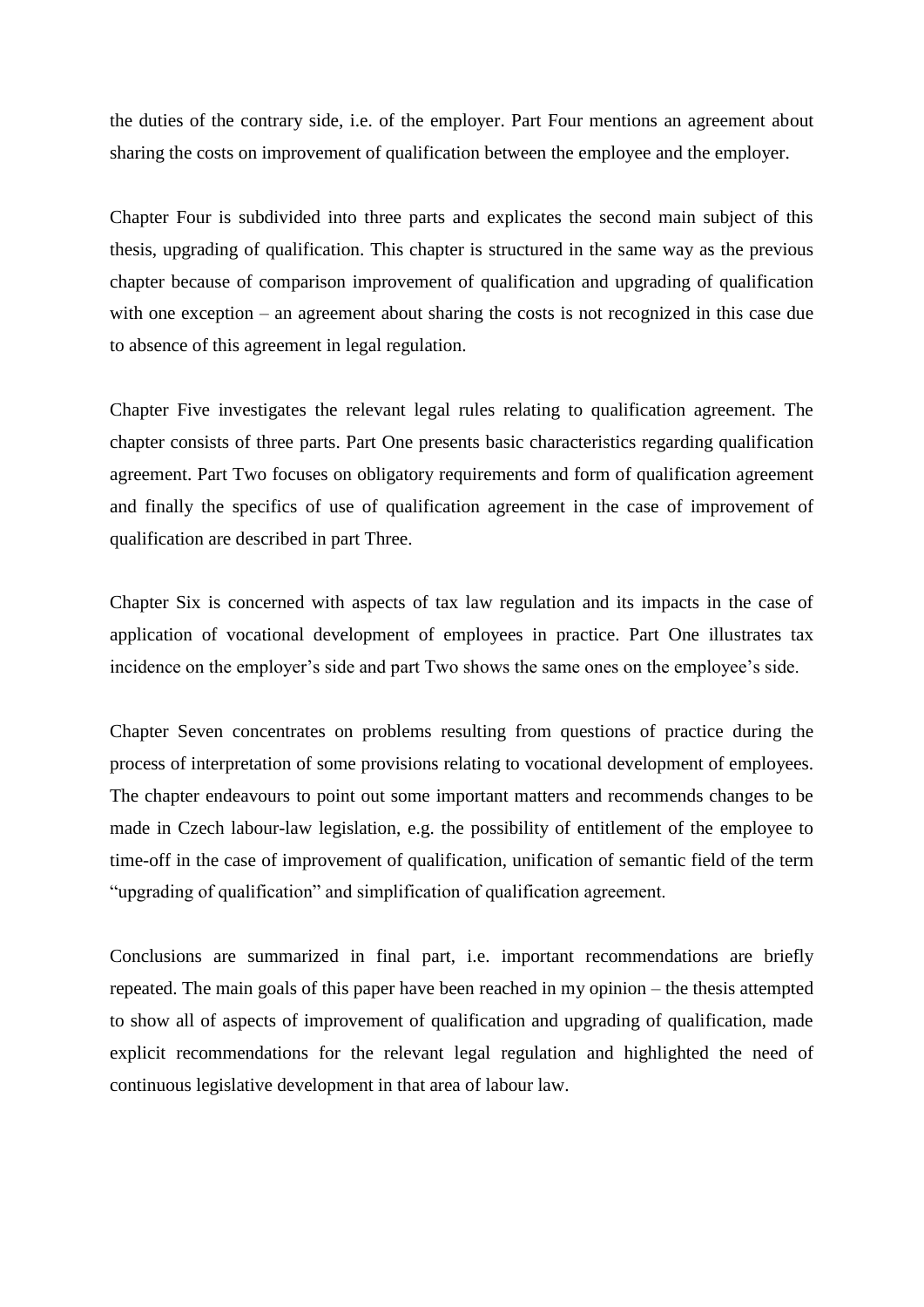the duties of the contrary side, i.e. of the employer. Part Four mentions an agreement about sharing the costs on improvement of qualification between the employee and the employer.

Chapter Four is subdivided into three parts and explicates the second main subject of this thesis, upgrading of qualification. This chapter is structured in the same way as the previous chapter because of comparison improvement of qualification and upgrading of qualification with one exception – an agreement about sharing the costs is not recognized in this case due to absence of this agreement in legal regulation.

Chapter Five investigates the relevant legal rules relating to qualification agreement. The chapter consists of three parts. Part One presents basic characteristics regarding qualification agreement. Part Two focuses on obligatory requirements and form of qualification agreement and finally the specifics of use of qualification agreement in the case of improvement of qualification are described in part Three.

Chapter Six is concerned with aspects of tax law regulation and its impacts in the case of application of vocational development of employees in practice. Part One illustrates tax incidence on the employer's side and part Two shows the same ones on the employee's side.

Chapter Seven concentrates on problems resulting from questions of practice during the process of interpretation of some provisions relating to vocational development of employees. The chapter endeavours to point out some important matters and recommends changes to be made in Czech labour-law legislation, e.g. the possibility of entitlement of the employee to time-off in the case of improvement of qualification, unification of semantic field of the term "upgrading of qualification" and simplification of qualification agreement.

Conclusions are summarized in final part, i.e. important recommendations are briefly repeated. The main goals of this paper have been reached in my opinion – the thesis attempted to show all of aspects of improvement of qualification and upgrading of qualification, made explicit recommendations for the relevant legal regulation and highlighted the need of continuous legislative development in that area of labour law.